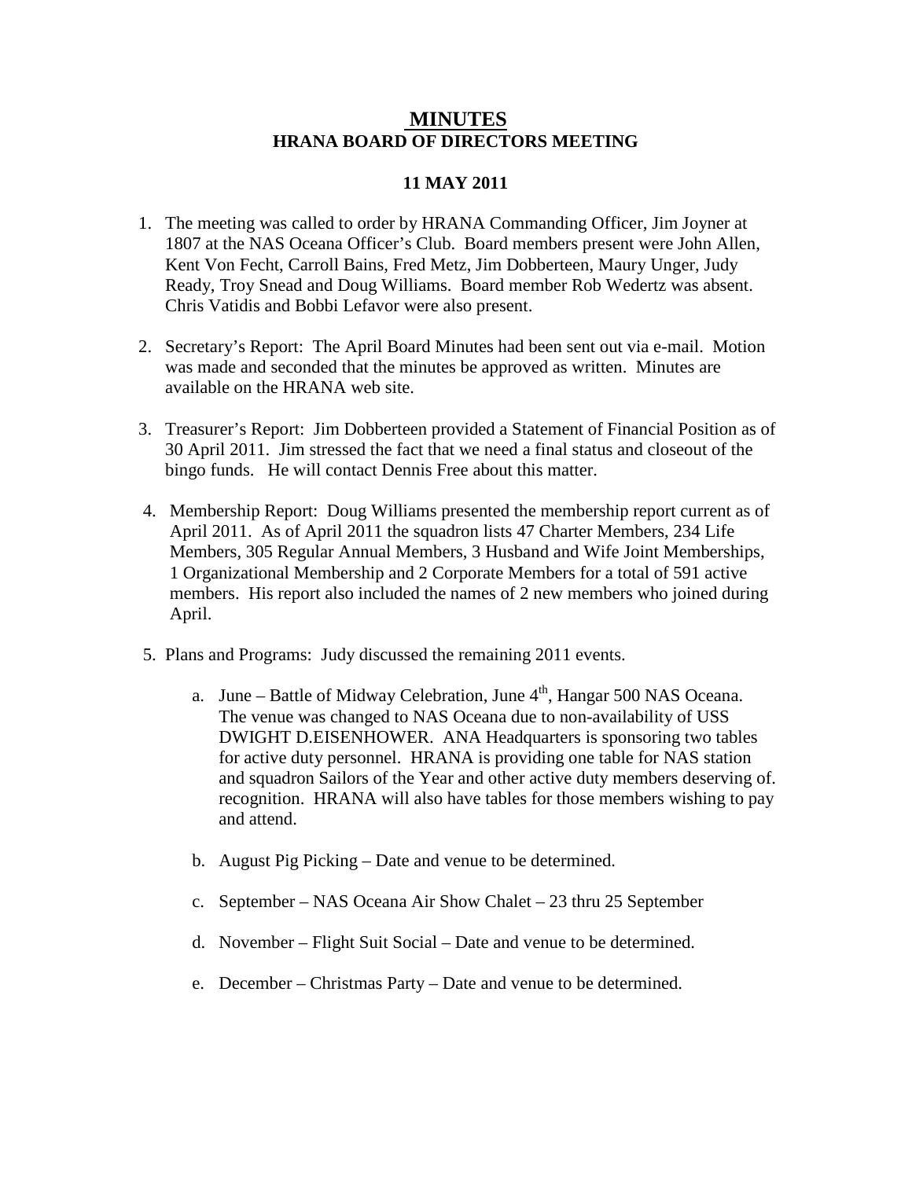# MINUTES

## HRANA BOARD OF DIRECTORS MEETING

### 11 MAY 2011

1. The meeting was called to order by HRANA Commanding Officer, Jim Joyner at 1807 at the NAS Oceana Officer's Club. Board members present were John Allen, Kent Von Fecht, Carroll Bains, Fred Metz, Jim Dobberteen, Maury Unger, Judy Ready, Troy Snead and Doug Williams. Board member Rob Wedertz was absent. Chris Vatidis and Bobbi Lefavor were also present.

2. Secretary's Report: The April Board Minutes had been sent out via e-mail. Motion was made and seconded that the minutes be approved as written. Minutes are available on the HRANA web site.

3. Treasurer's Report: Jim Dobberteen provided a Statement of Financial Position as of 30 April 2011. Jim stressed the fact that we need a final status and closeout of the bingo funds. He will contact Dennis Free about this matter.

4. Membership Report: Doug Williams presented the membership report current as of April 2011. As of April 2011 the squadron lists 47 Charter Members, 234 Life Members, 305 Regular Annual Members, 3 Husband and Wife Joint Memberships, 1 Organizational Membership and 2 Corporate Members for a total of 591 active members. His report also included the names of 2 new members who joined during April.

5. Plans and Programs: Judy discussed the remaining 2011 events.

   a. June – Battle of Midway Celebration, June 4th, Hangar 500 NAS Oceana. The venue was changed to NAS Oceana due to non-availability of USS DWIGHT D.EISENHOWER. ANA Headquarters is sponsoring two tables for active duty personnel. HRANA is providing one table for NAS station and squadron Sailors of the Year and other active duty members deserving of. recognition. HRANA will also have tables for those members wishing to pay and attend.

   b. August Pig Picking – Date and venue to be determined.

   c. September – NAS Oceana Air Show Chalet – 23 thru 25 September

   d. November – Flight Suit Social – Date and venue to be determined.

   e. December – Christmas Party – Date and venue to be determined.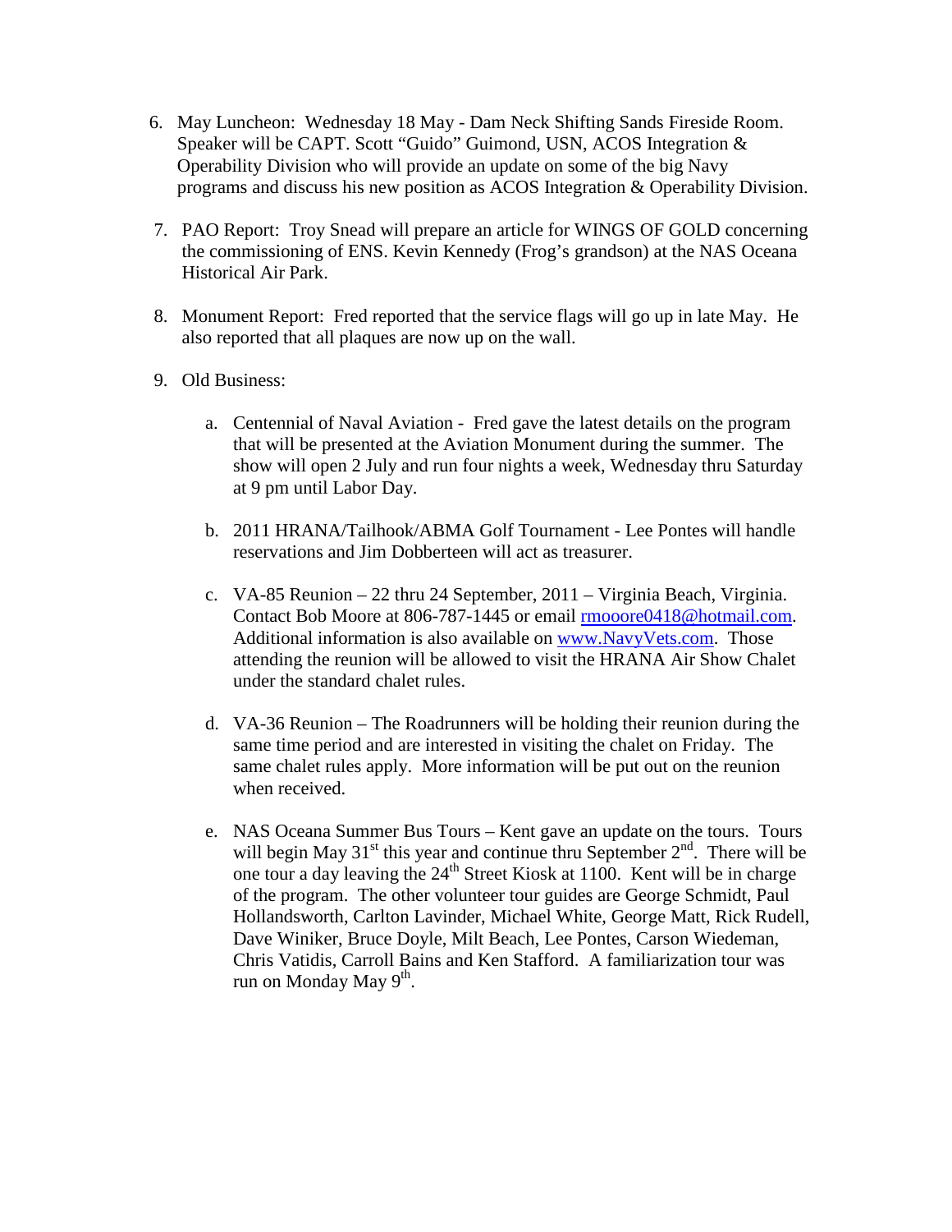6. May Luncheon: Wednesday 18 May - Dam Neck Shifting Sands Fireside Room. Speaker will be CAPT. Scott "Guido" Guimond, USN, ACOS Integration & Operability Division who will provide an update on some of the big Navy programs and discuss his new position as ACOS Integration & Operability Division.

7. PAO Report: Troy Snead will prepare an article for WINGS OF GOLD concerning the commissioning of ENS. Kevin Kennedy (Frog's grandson) at the NAS Oceana Historical Air Park.

8. Monument Report: Fred reported that the service flags will go up in late May. He also reported that all plaques are now up on the wall.

9. Old Business:

   a. Centennial of Naval Aviation - Fred gave the latest details on the program that will be presented at the Aviation Monument during the summer. The show will open 2 July and run four nights a week, Wednesday thru Saturday at 9 pm until Labor Day.

   b. 2011 HRANA/Tailhook/ABMA Golf Tournament - Lee Pontes will handle reservations and Jim Dobberteen will act as treasurer.

   c. VA-85 Reunion – 22 thru 24 September, 2011 – Virginia Beach, Virginia. Contact Bob Moore at 806-787-1445 or email rmooore0418@hotmail.com. Additional information is also available on www.NavyVets.com. Those attending the reunion will be allowed to visit the HRANA Air Show Chalet under the standard chalet rules.

   d. VA-36 Reunion – The Roadrunners will be holding their reunion during the same time period and are interested in visiting the chalet on Friday. The same chalet rules apply. More information will be put out on the reunion when received.

   e. NAS Oceana Summer Bus Tours – Kent gave an update on the tours. Tours will begin May 31st this year and continue thru September 2nd. There will be one tour a day leaving the 24th Street Kiosk at 1100. Kent will be in charge of the program. The other volunteer tour guides are George Schmidt, Paul Hollandsworth, Carlton Lavinder, Michael White, George Matt, Rick Rudell, Dave Winiker, Bruce Doyle, Milt Beach, Lee Pontes, Carson Wiedeman, Chris Vatidis, Carroll Bains and Ken Stafford. A familiarization tour was run on Monday May 9th.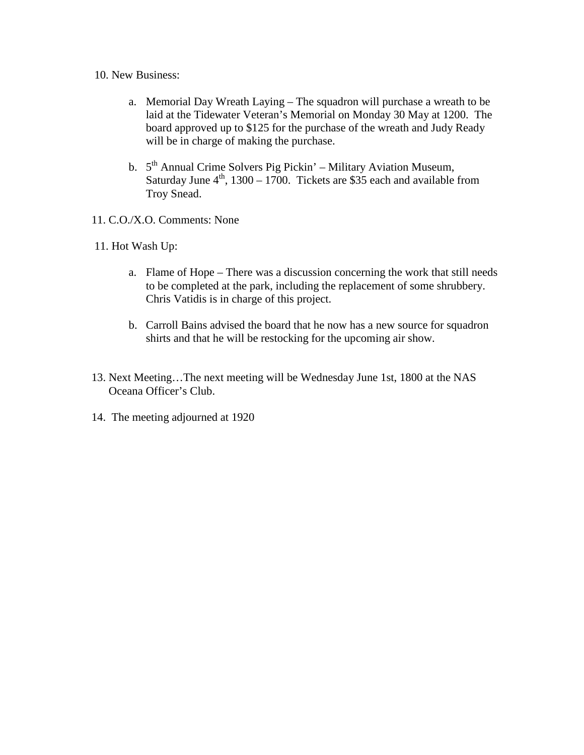10. New Business:

    a. Memorial Day Wreath Laying – The squadron will purchase a wreath to be laid at the Tidewater Veteran's Memorial on Monday 30 May at 1200. The board approved up to $125 for the purchase of the wreath and Judy Ready will be in charge of making the purchase.

    b. 5th Annual Crime Solvers Pig Pickin' – Military Aviation Museum, Saturday June 4th, 1300 – 1700. Tickets are $35 each and available from Troy Snead.

11. C.O./X.O. Comments: None

11. Hot Wash Up:

    a. Flame of Hope – There was a discussion concerning the work that still needs to be completed at the park, including the replacement of some shrubbery. Chris Vatidis is in charge of this project.

    b. Carroll Bains advised the board that he now has a new source for squadron shirts and that he will be restocking for the upcoming air show.

13. Next Meeting…The next meeting will be Wednesday June 1st, 1800 at the NAS Oceana Officer's Club.

14. The meeting adjourned at 1920